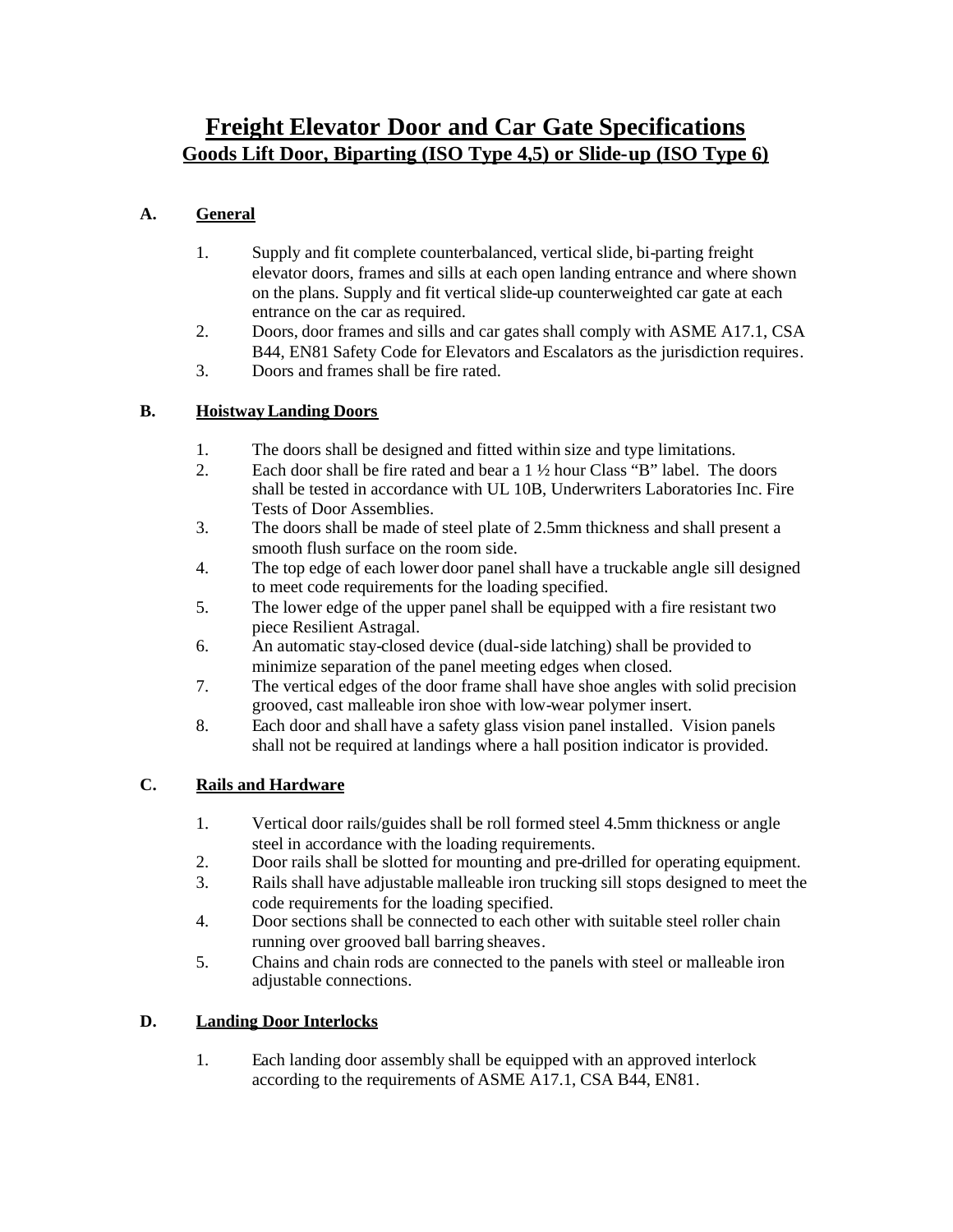# Freight Elevator Door and Car Gate Specifications

## Goods Lift Door, Biparting (ISO Type 4,5) or Slide-up (ISO Type 6)

### A. General

1. Supply and fit complete counterbalanced, vertical slide, bi-parting freight elevator doors, frames and sills at each open landing entrance and where shown on the plans. Supply and fit vertical slide-up counterweighted car gate at each entrance on the car as required.
2. Doors, door frames and sills and car gates shall comply with ASME A17.1, CSA B44, EN81 Safety Code for Elevators and Escalators as the jurisdiction requires.
3. Doors and frames shall be fire rated.

### B. Hoistway Landing Doors

1. The doors shall be designed and fitted within size and type limitations.
2. Each door shall be fire rated and bear a 1 ½ hour Class "B" label. The doors shall be tested in accordance with UL 10B, Underwriters Laboratories Inc. Fire Tests of Door Assemblies.
3. The doors shall be made of steel plate of 2.5mm thickness and shall present a smooth flush surface on the room side.
4. The top edge of each lower door panel shall have a truckable angle sill designed to meet code requirements for the loading specified.
5. The lower edge of the upper panel shall be equipped with a fire resistant two piece Resilient Astragal.
6. An automatic stay-closed device (dual-side latching) shall be provided to minimize separation of the panel meeting edges when closed.
7. The vertical edges of the door frame shall have shoe angles with solid precision grooved, cast malleable iron shoe with low-wear polymer insert.
8. Each door and shall have a safety glass vision panel installed. Vision panels shall not be required at landings where a hall position indicator is provided.

### C. Rails and Hardware

1. Vertical door rails/guides shall be roll formed steel 4.5mm thickness or angle steel in accordance with the loading requirements.
2. Door rails shall be slotted for mounting and pre-drilled for operating equipment.
3. Rails shall have adjustable malleable iron trucking sill stops designed to meet the code requirements for the loading specified.
4. Door sections shall be connected to each other with suitable steel roller chain running over grooved ball barring sheaves.
5. Chains and chain rods are connected to the panels with steel or malleable iron adjustable connections.

### D. Landing Door Interlocks

1. Each landing door assembly shall be equipped with an approved interlock according to the requirements of ASME A17.1, CSA B44, EN81.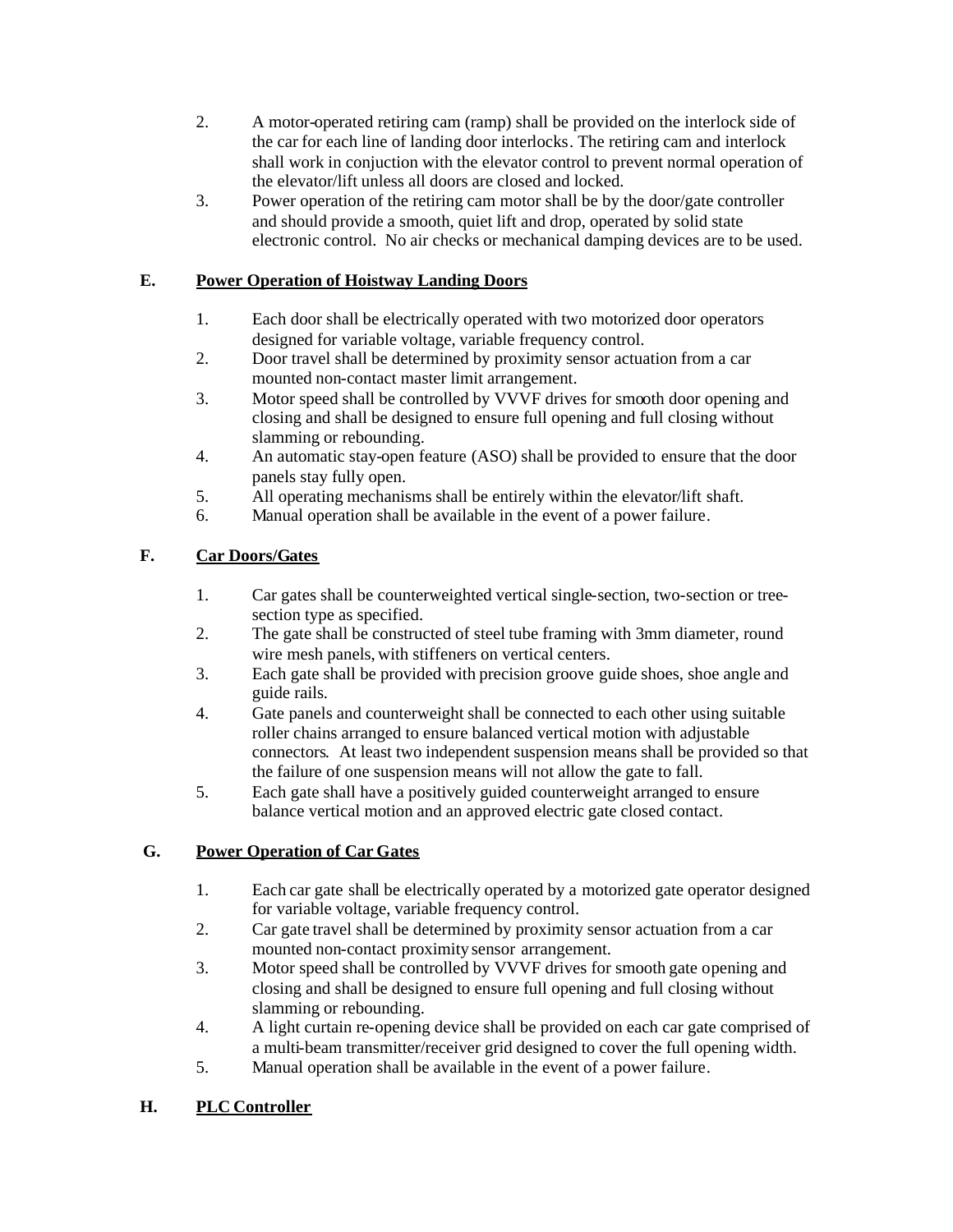2. A motor-operated retiring cam (ramp) shall be provided on the interlock side of the car for each line of landing door interlocks. The retiring cam and interlock shall work in conjuction with the elevator control to prevent normal operation of the elevator/lift unless all doors are closed and locked.
3. Power operation of the retiring cam motor shall be by the door/gate controller and should provide a smooth, quiet lift and drop, operated by solid state electronic control. No air checks or mechanical damping devices are to be used.

**E. <u>Power Operation of Hoistway Landing Doors</u>**

1. Each door shall be electrically operated with two motorized door operators designed for variable voltage, variable frequency control.
2. Door travel shall be determined by proximity sensor actuation from a car mounted non-contact master limit arrangement.
3. Motor speed shall be controlled by VVVF drives for smooth door opening and closing and shall be designed to ensure full opening and full closing without slamming or rebounding.
4. An automatic stay-open feature (ASO) shall be provided to ensure that the door panels stay fully open.
5. All operating mechanisms shall be entirely within the elevator/lift shaft.
6. Manual operation shall be available in the event of a power failure.

**F. <u>Car Doors/Gates</u>**

1. Car gates shall be counterweighted vertical single-section, two-section or tree-section type as specified.
2. The gate shall be constructed of steel tube framing with 3mm diameter, round wire mesh panels, with stiffeners on vertical centers.
3. Each gate shall be provided with precision groove guide shoes, shoe angle and guide rails.
4. Gate panels and counterweight shall be connected to each other using suitable roller chains arranged to ensure balanced vertical motion with adjustable connectors. At least two independent suspension means shall be provided so that the failure of one suspension means will not allow the gate to fall.
5. Each gate shall have a positively guided counterweight arranged to ensure balance vertical motion and an approved electric gate closed contact.

**G. <u>Power Operation of Car Gates</u>**

1. Each car gate shall be electrically operated by a motorized gate operator designed for variable voltage, variable frequency control.
2. Car gate travel shall be determined by proximity sensor actuation from a car mounted non-contact proximity sensor arrangement.
3. Motor speed shall be controlled by VVVF drives for smooth gate opening and closing and shall be designed to ensure full opening and full closing without slamming or rebounding.
4. A light curtain re-opening device shall be provided on each car gate comprised of a multi-beam transmitter/receiver grid designed to cover the full opening width.
5. Manual operation shall be available in the event of a power failure.

**H. <u>PLC Controller</u>**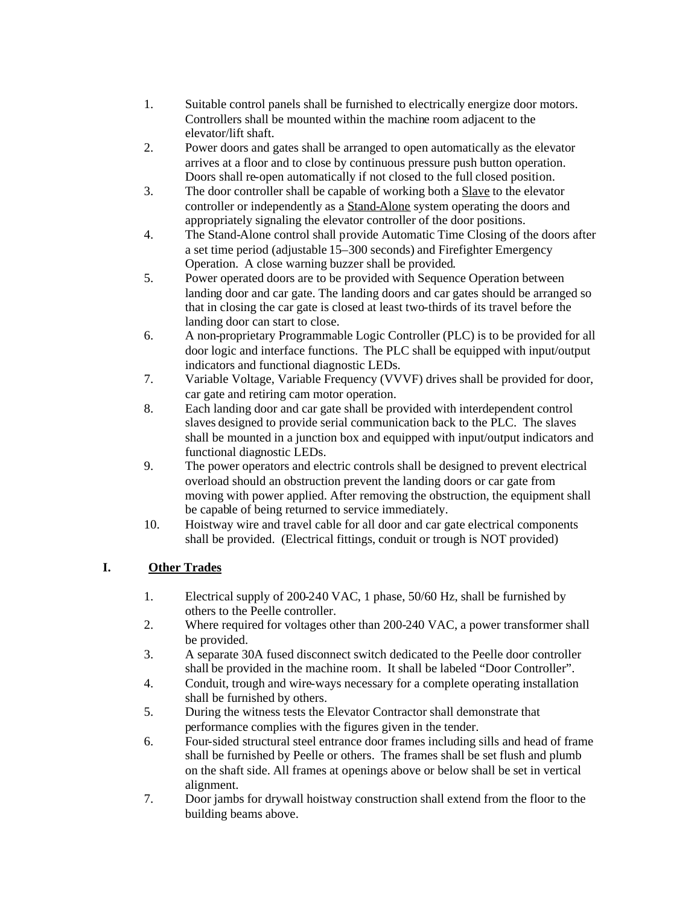1. Suitable control panels shall be furnished to electrically energize door motors. Controllers shall be mounted within the machine room adjacent to the elevator/lift shaft.
2. Power doors and gates shall be arranged to open automatically as the elevator arrives at a floor and to close by continuous pressure push button operation. Doors shall re-open automatically if not closed to the full closed position.
3. The door controller shall be capable of working both a <u>Slave</u> to the elevator controller or independently as a <u>Stand-Alone</u> system operating the doors and appropriately signaling the elevator controller of the door positions.
4. The Stand-Alone control shall provide Automatic Time Closing of the doors after a set time period (adjustable 15–300 seconds) and Firefighter Emergency Operation. A close warning buzzer shall be provided.
5. Power operated doors are to be provided with Sequence Operation between landing door and car gate. The landing doors and car gates should be arranged so that in closing the car gate is closed at least two-thirds of its travel before the landing door can start to close.
6. A non-proprietary Programmable Logic Controller (PLC) is to be provided for all door logic and interface functions. The PLC shall be equipped with input/output indicators and functional diagnostic LEDs.
7. Variable Voltage, Variable Frequency (VVVF) drives shall be provided for door, car gate and retiring cam motor operation.
8. Each landing door and car gate shall be provided with interdependent control slaves designed to provide serial communication back to the PLC. The slaves shall be mounted in a junction box and equipped with input/output indicators and functional diagnostic LEDs.
9. The power operators and electric controls shall be designed to prevent electrical overload should an obstruction prevent the landing doors or car gate from moving with power applied. After removing the obstruction, the equipment shall be capable of being returned to service immediately.
10. Hoistway wire and travel cable for all door and car gate electrical components shall be provided. (Electrical fittings, conduit or trough is NOT provided)

## I. <u>Other Trades</u>

1. Electrical supply of 200-240 VAC, 1 phase, 50/60 Hz, shall be furnished by others to the Peelle controller.
2. Where required for voltages other than 200-240 VAC, a power transformer shall be provided.
3. A separate 30A fused disconnect switch dedicated to the Peelle door controller shall be provided in the machine room. It shall be labeled "Door Controller".
4. Conduit, trough and wire-ways necessary for a complete operating installation shall be furnished by others.
5. During the witness tests the Elevator Contractor shall demonstrate that performance complies with the figures given in the tender.
6. Four-sided structural steel entrance door frames including sills and head of frame shall be furnished by Peelle or others. The frames shall be set flush and plumb on the shaft side. All frames at openings above or below shall be set in vertical alignment.
7. Door jambs for drywall hoistway construction shall extend from the floor to the building beams above.